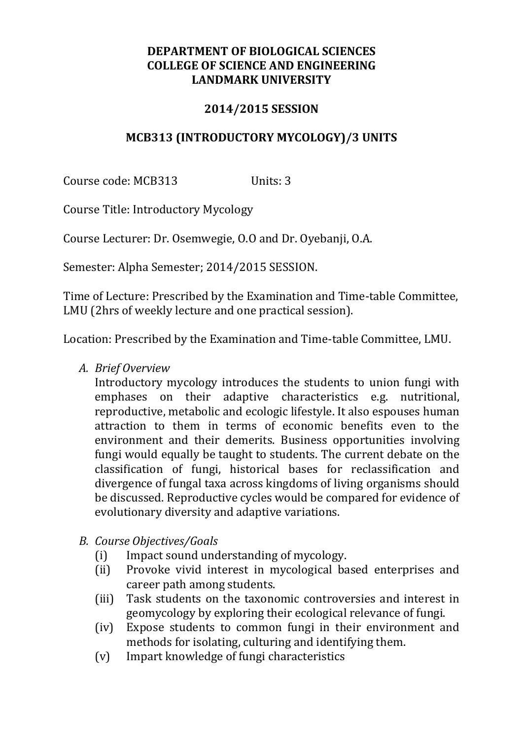**DEPARTMENT OF BIOLOGICAL SCIENCES**
**COLLEGE OF SCIENCE AND ENGINEERING**
**LANDMARK UNIVERSITY**

**2014/2015 SESSION**

**MCB313 (INTRODUCTORY MYCOLOGY)/3 UNITS**

Course code: MCB313 Units: 3

Course Title: Introductory Mycology

Course Lecturer: Dr. Osemwegie, O.O and Dr. Oyebanji, O.A.

Semester: Alpha Semester; 2014/2015 SESSION.

Time of Lecture: Prescribed by the Examination and Time-table Committee, LMU (2hrs of weekly lecture and one practical session).

Location: Prescribed by the Examination and Time-table Committee, LMU.

A. *Brief Overview*

   Introductory mycology introduces the students to union fungi with emphases on their adaptive characteristics e.g. nutritional, reproductive, metabolic and ecologic lifestyle. It also espouses human attraction to them in terms of economic benefits even to the environment and their demerits. Business opportunities involving fungi would equally be taught to students. The current debate on the classification of fungi, historical bases for reclassification and divergence of fungal taxa across kingdoms of living organisms should be discussed. Reproductive cycles would be compared for evidence of evolutionary diversity and adaptive variations.

B. *Course Objectives/Goals*

   (i) Impact sound understanding of mycology.
   (ii) Provoke vivid interest in mycological based enterprises and career path among students.
   (iii) Task students on the taxonomic controversies and interest in geomycology by exploring their ecological relevance of fungi.
   (iv) Expose students to common fungi in their environment and methods for isolating, culturing and identifying them.
   (v) Impart knowledge of fungi characteristics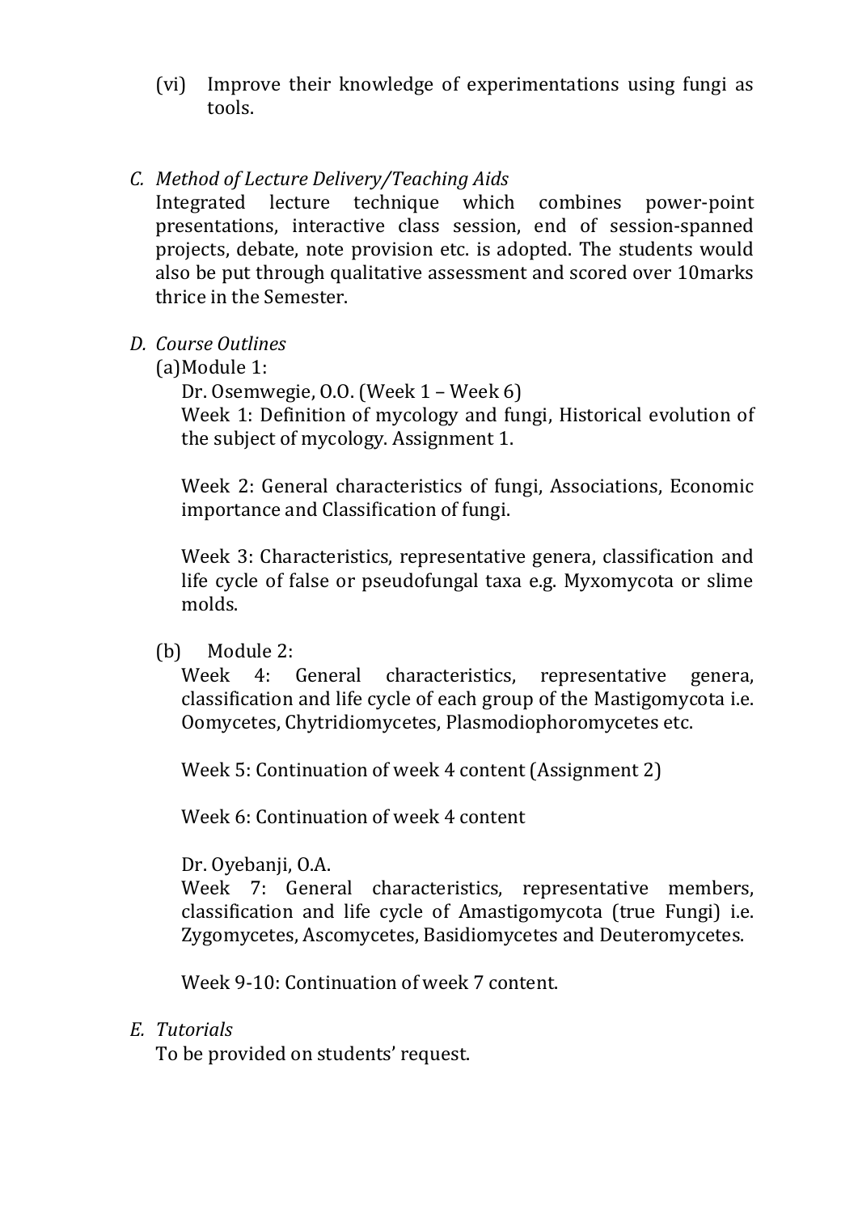(vi) Improve their knowledge of experimentations using fungi as tools.

*C. Method of Lecture Delivery/Teaching Aids*

Integrated lecture technique which combines power-point presentations, interactive class session, end of session-spanned projects, debate, note provision etc. is adopted. The students would also be put through qualitative assessment and scored over 10marks thrice in the Semester.

*D. Course Outlines*

(a)Module 1:

Dr. Osemwegie, O.O. (Week 1 – Week 6)

Week 1: Definition of mycology and fungi, Historical evolution of the subject of mycology. Assignment 1.

Week 2: General characteristics of fungi, Associations, Economic importance and Classification of fungi.

Week 3: Characteristics, representative genera, classification and life cycle of false or pseudofungal taxa e.g. Myxomycota or slime molds.

(b) Module 2:

Week 4: General characteristics, representative genera, classification and life cycle of each group of the Mastigomycota i.e. Oomycetes, Chytridiomycetes, Plasmodiophoromycetes etc.

Week 5: Continuation of week 4 content (Assignment 2)

Week 6: Continuation of week 4 content

Dr. Oyebanji, O.A.

Week 7: General characteristics, representative members, classification and life cycle of Amastigomycota (true Fungi) i.e. Zygomycetes, Ascomycetes, Basidiomycetes and Deuteromycetes.

Week 9-10: Continuation of week 7 content.

*E. Tutorials*

To be provided on students' request.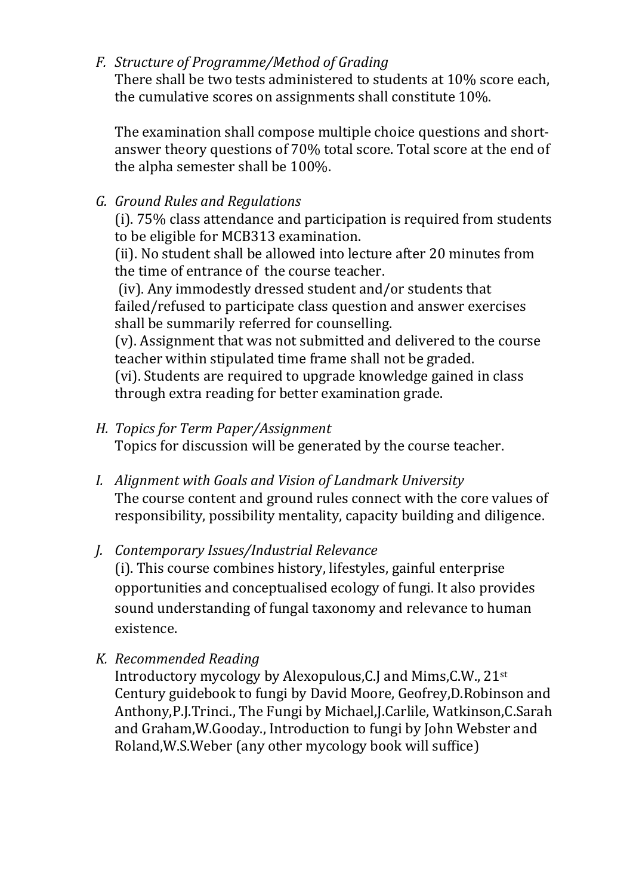*F. Structure of Programme/Method of Grading*

There shall be two tests administered to students at 10% score each, the cumulative scores on assignments shall constitute 10%.

The examination shall compose multiple choice questions and short-answer theory questions of 70% total score. Total score at the end of the alpha semester shall be 100%.

*G. Ground Rules and Regulations*

(i). 75% class attendance and participation is required from students to be eligible for MCB313 examination.
(ii). No student shall be allowed into lecture after 20 minutes from the time of entrance of the course teacher.
(iv). Any immodestly dressed student and/or students that failed/refused to participate class question and answer exercises shall be summarily referred for counselling.
(v). Assignment that was not submitted and delivered to the course teacher within stipulated time frame shall not be graded.
(vi). Students are required to upgrade knowledge gained in class through extra reading for better examination grade.

*H. Topics for Term Paper/Assignment*

Topics for discussion will be generated by the course teacher.

*I. Alignment with Goals and Vision of Landmark University*

The course content and ground rules connect with the core values of responsibility, possibility mentality, capacity building and diligence.

*J. Contemporary Issues/Industrial Relevance*

(i). This course combines history, lifestyles, gainful enterprise opportunities and conceptualised ecology of fungi. It also provides sound understanding of fungal taxonomy and relevance to human existence.

*K. Recommended Reading*

Introductory mycology by Alexopulous,C.J and Mims,C.W., 21st Century guidebook to fungi by David Moore, Geofrey,D.Robinson and Anthony,P.J.Trinci., The Fungi by Michael,J.Carlile, Watkinson,C.Sarah and Graham,W.Gooday., Introduction to fungi by John Webster and Roland,W.S.Weber (any other mycology book will suffice)